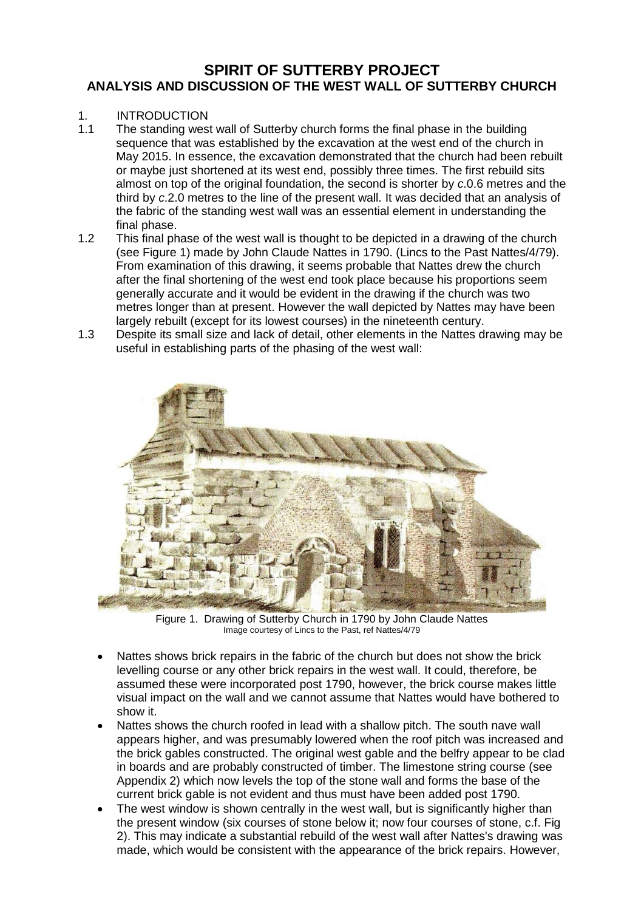# SPIRIT OF SUTTERBY PROJECT

## ANALYSIS AND DISCUSSION OF THE WEST WALL OF SUTTERBY CHURCH

1. INTRODUCTION

1.1 The standing west wall of Sutterby church forms the final phase in the building sequence that was established by the excavation at the west end of the church in May 2015. In essence, the excavation demonstrated that the church had been rebuilt or maybe just shortened at its west end, possibly three times. The first rebuild sits almost on top of the original foundation, the second is shorter by *c*.0.6 metres and the third by *c*.2.0 metres to the line of the present wall. It was decided that an analysis of the fabric of the standing west wall was an essential element in understanding the final phase.

1.2 This final phase of the west wall is thought to be depicted in a drawing of the church (see Figure 1) made by John Claude Nattes in 1790. (Lincs to the Past Nattes/4/79). From examination of this drawing, it seems probable that Nattes drew the church after the final shortening of the west end took place because his proportions seem generally accurate and it would be evident in the drawing if the church was two metres longer than at present. However the wall depicted by Nattes may have been largely rebuilt (except for its lowest courses) in the nineteenth century.

1.3 Despite its small size and lack of detail, other elements in the Nattes drawing may be useful in establishing parts of the phasing of the west wall:

Figure 1. Drawing of Sutterby Church in 1790 by John Claude Nattes
Image courtesy of Lincs to the Past, ref Nattes/4/79

- Nattes shows brick repairs in the fabric of the church but does not show the brick levelling course or any other brick repairs in the west wall. It could, therefore, be assumed these were incorporated post 1790, however, the brick course makes little visual impact on the wall and we cannot assume that Nattes would have bothered to show it.
- Nattes shows the church roofed in lead with a shallow pitch. The south nave wall appears higher, and was presumably lowered when the roof pitch was increased and the brick gables constructed. The original west gable and the belfry appear to be clad in boards and are probably constructed of timber. The limestone string course (see Appendix 2) which now levels the top of the stone wall and forms the base of the current brick gable is not evident and thus must have been added post 1790.
- The west window is shown centrally in the west wall, but is significantly higher than the present window (six courses of stone below it; now four courses of stone, c.f. Fig 2). This may indicate a substantial rebuild of the west wall after Nattes's drawing was made, which would be consistent with the appearance of the brick repairs. However,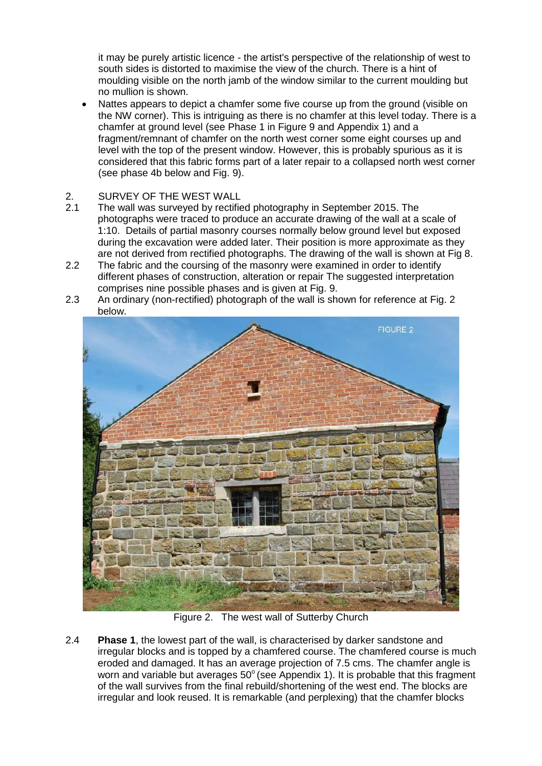it may be purely artistic licence - the artist's perspective of the relationship of west to south sides is distorted to maximise the view of the church. There is a hint of moulding visible on the north jamb of the window similar to the current moulding but no mullion is shown.

- Nattes appears to depict a chamfer some five course up from the ground (visible on the NW corner). This is intriguing as there is no chamfer at this level today. There is a chamfer at ground level (see Phase 1 in Figure 9 and Appendix 1) and a fragment/remnant of chamfer on the north west corner some eight courses up and level with the top of the present window. However, this is probably spurious as it is considered that this fabric forms part of a later repair to a collapsed north west corner (see phase 4b below and Fig. 9).

## 2. SURVEY OF THE WEST WALL

2.1 The wall was surveyed by rectified photography in September 2015. The photographs were traced to produce an accurate drawing of the wall at a scale of 1:10. Details of partial masonry courses normally below ground level but exposed during the excavation were added later. Their position is more approximate as they are not derived from rectified photographs. The drawing of the wall is shown at Fig 8.

2.2 The fabric and the coursing of the masonry were examined in order to identify different phases of construction, alteration or repair The suggested interpretation comprises nine possible phases and is given at Fig. 9.

2.3 An ordinary (non-rectified) photograph of the wall is shown for reference at Fig. 2 below.

Figure 2. The west wall of Sutterby Church

2.4 **Phase 1**, the lowest part of the wall, is characterised by darker sandstone and irregular blocks and is topped by a chamfered course. The chamfered course is much eroded and damaged. It has an average projection of 7.5 cms. The chamfer angle is worn and variable but averages $50^{o}$ (see Appendix 1). It is probable that this fragment of the wall survives from the final rebuild/shortening of the west end. The blocks are irregular and look reused. It is remarkable (and perplexing) that the chamfer blocks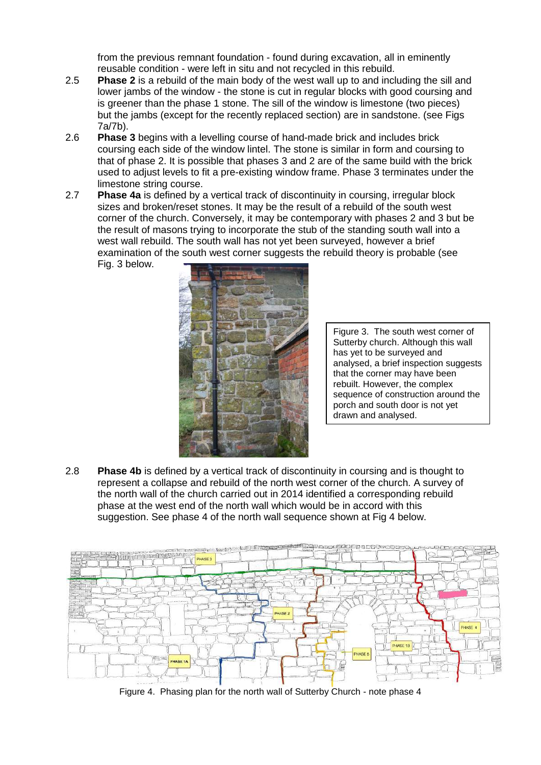from the previous remnant foundation - found during excavation, all in eminently reusable condition - were left in situ and not recycled in this rebuild.

2.5 **Phase 2** is a rebuild of the main body of the west wall up to and including the sill and lower jambs of the window - the stone is cut in regular blocks with good coursing and is greener than the phase 1 stone. The sill of the window is limestone (two pieces) but the jambs (except for the recently replaced section) are in sandstone. (see Figs 7a/7b).

2.6 **Phase 3** begins with a levelling course of hand-made brick and includes brick coursing each side of the window lintel. The stone is similar in form and coursing to that of phase 2. It is possible that phases 3 and 2 are of the same build with the brick used to adjust levels to fit a pre-existing window frame. Phase 3 terminates under the limestone string course.

2.7 **Phase 4a** is defined by a vertical track of discontinuity in coursing, irregular block sizes and broken/reset stones. It may be the result of a rebuild of the south west corner of the church. Conversely, it may be contemporary with phases 2 and 3 but be the result of masons trying to incorporate the stub of the standing south wall into a west wall rebuild. The south wall has not yet been surveyed, however a brief examination of the south west corner suggests the rebuild theory is probable (see Fig. 3 below.

Figure 3. The south west corner of Sutterby church. Although this wall has yet to be surveyed and analysed, a brief inspection suggests that the corner may have been rebuilt. However, the complex sequence of construction around the porch and south door is not yet drawn and analysed.

2.8 **Phase 4b** is defined by a vertical track of discontinuity in coursing and is thought to represent a collapse and rebuild of the north west corner of the church. A survey of the north wall of the church carried out in 2014 identified a corresponding rebuild phase at the west end of the north wall which would be in accord with this suggestion. See phase 4 of the north wall sequence shown at Fig 4 below.

Figure 4. Phasing plan for the north wall of Sutterby Church - note phase 4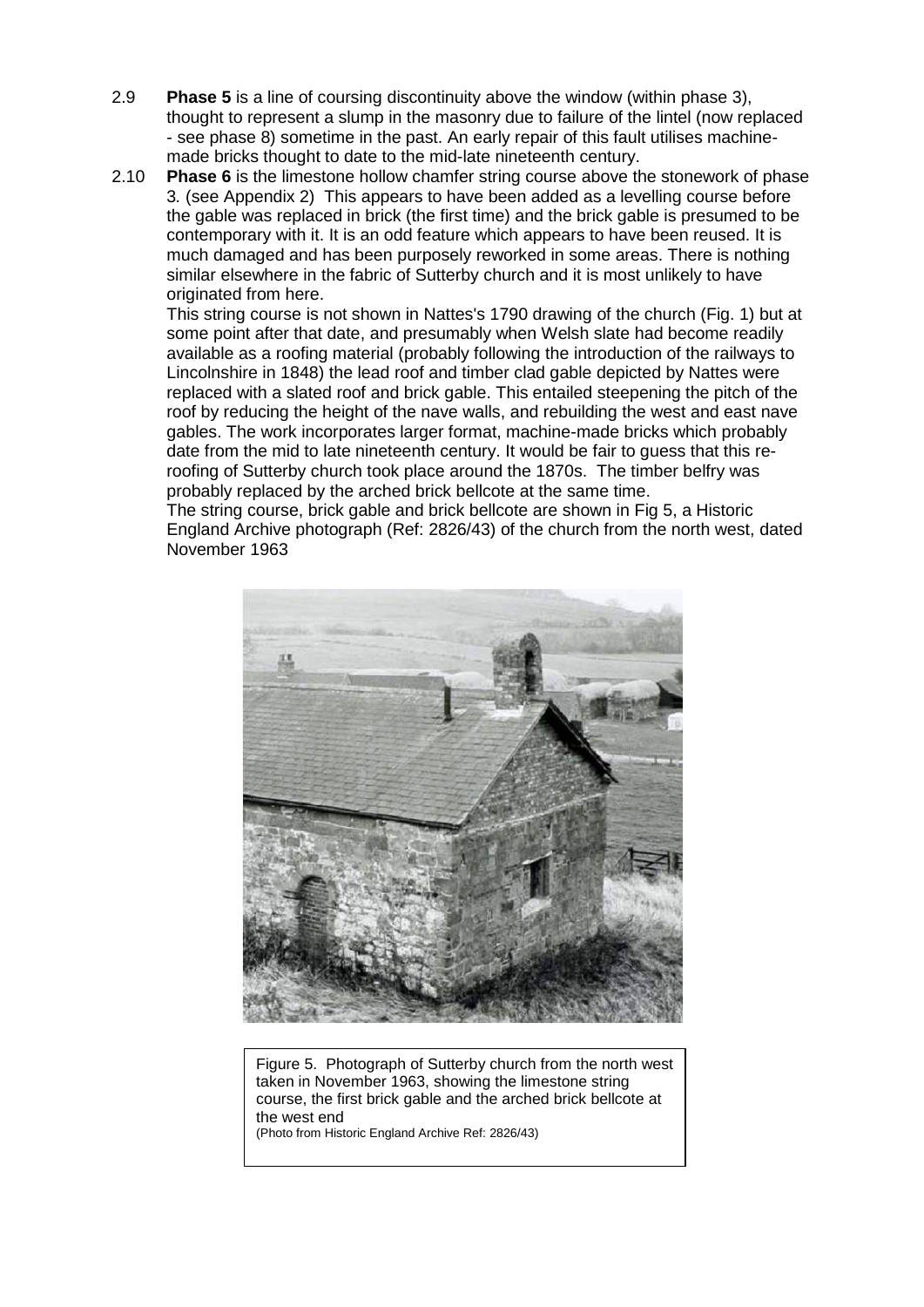2.9 **Phase 5** is a line of coursing discontinuity above the window (within phase 3), thought to represent a slump in the masonry due to failure of the lintel (now replaced - see phase 8) sometime in the past. An early repair of this fault utilises machine-made bricks thought to date to the mid-late nineteenth century.

2.10 **Phase 6** is the limestone hollow chamfer string course above the stonework of phase 3. (see Appendix 2) This appears to have been added as a levelling course before the gable was replaced in brick (the first time) and the brick gable is presumed to be contemporary with it. It is an odd feature which appears to have been reused. It is much damaged and has been purposely reworked in some areas. There is nothing similar elsewhere in the fabric of Sutterby church and it is most unlikely to have originated from here.

This string course is not shown in Nattes's 1790 drawing of the church (Fig. 1) but at some point after that date, and presumably when Welsh slate had become readily available as a roofing material (probably following the introduction of the railways to Lincolnshire in 1848) the lead roof and timber clad gable depicted by Nattes were replaced with a slated roof and brick gable. This entailed steepening the pitch of the roof by reducing the height of the nave walls, and rebuilding the west and east nave gables. The work incorporates larger format, machine-made bricks which probably date from the mid to late nineteenth century. It would be fair to guess that this re-roofing of Sutterby church took place around the 1870s. The timber belfry was probably replaced by the arched brick bellcote at the same time.

The string course, brick gable and brick bellcote are shown in Fig 5, a Historic England Archive photograph (Ref: 2826/43) of the church from the north west, dated November 1963

Figure 5. Photograph of Sutterby church from the north west taken in November 1963, showing the limestone string course, the first brick gable and the arched brick bellcote at the west end
(Photo from Historic England Archive Ref: 2826/43)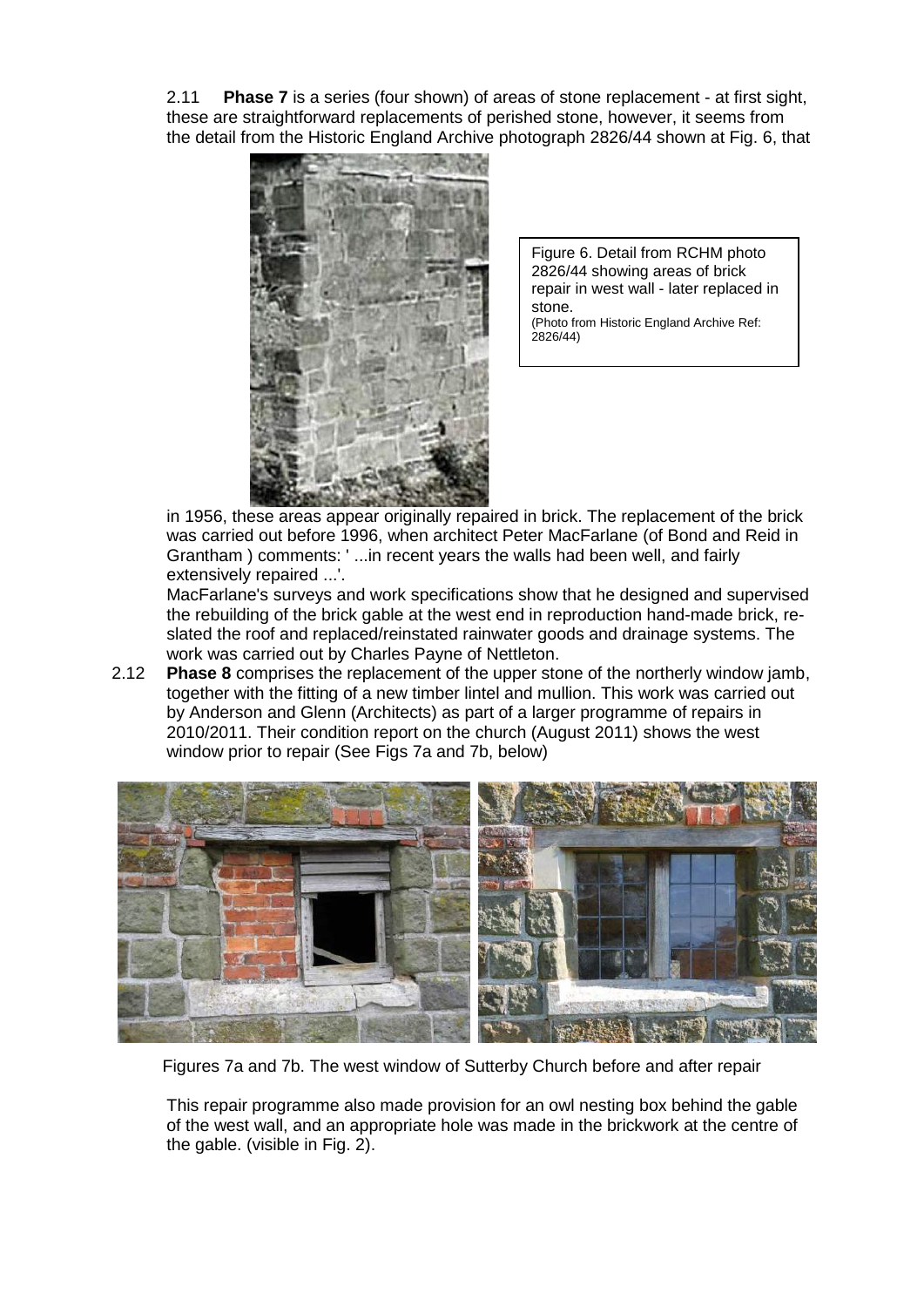2.11 **Phase 7** is a series (four shown) of areas of stone replacement - at first sight, these are straightforward replacements of perished stone, however, it seems from the detail from the Historic England Archive photograph 2826/44 shown at Fig. 6, that in 1956, these areas appear originally repaired in brick. The replacement of the brick was carried out before 1996, when architect Peter MacFarlane (of Bond and Reid in Grantham ) comments: ' ...in recent years the walls had been well, and fairly extensively repaired ...'.

Figure 6. Detail from RCHM photo 2826/44 showing areas of brick repair in west wall - later replaced in stone.
(Photo from Historic England Archive Ref: 2826/44)

MacFarlane's surveys and work specifications show that he designed and supervised the rebuilding of the brick gable at the west end in reproduction hand-made brick, re-slated the roof and replaced/reinstated rainwater goods and drainage systems. The work was carried out by Charles Payne of Nettleton.

2.12 **Phase 8** comprises the replacement of the upper stone of the northerly window jamb, together with the fitting of a new timber lintel and mullion. This work was carried out by Anderson and Glenn (Architects) as part of a larger programme of repairs in 2010/2011. Their condition report on the church (August 2011) shows the west window prior to repair (See Figs 7a and 7b, below)

Figures 7a and 7b. The west window of Sutterby Church before and after repair

This repair programme also made provision for an owl nesting box behind the gable of the west wall, and an appropriate hole was made in the brickwork at the centre of the gable. (visible in Fig. 2).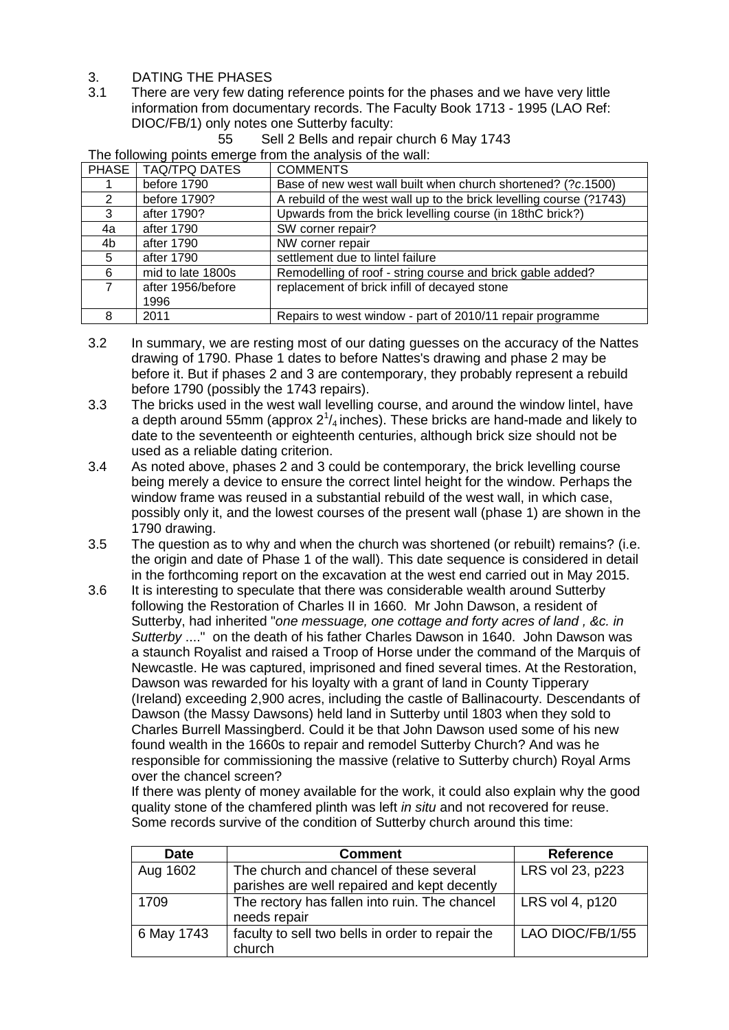## 3. DATING THE PHASES

3.1 There are very few dating reference points for the phases and we have very little information from documentary records. The Faculty Book 1713 - 1995 (LAO Ref: DIOC/FB/1) only notes one Sutterby faculty:

55 Sell 2 Bells and repair church 6 May 1743

The following points emerge from the analysis of the wall:

| PHASE | TAQ/TPQ DATES | COMMENTS |
|---|---|---|
| 1 | before 1790 | Base of new west wall built when church shortened? (?*c*.1500) |
| 2 | before 1790? | A rebuild of the west wall up to the brick levelling course (?1743) |
| 3 | after 1790? | Upwards from the brick levelling course (in 18thC brick?) |
| 4a | after 1790 | SW corner repair? |
| 4b | after 1790 | NW corner repair |
| 5 | after 1790 | settlement due to lintel failure |
| 6 | mid to late 1800s | Remodelling of roof - string course and brick gable added? |
| 7 | after 1956/before 1996 | replacement of brick infill of decayed stone |
| 8 | 2011 | Repairs to west window - part of 2010/11 repair programme |

3.2 In summary, we are resting most of our dating guesses on the accuracy of the Nattes drawing of 1790. Phase 1 dates to before Nattes's drawing and phase 2 may be before it. But if phases 2 and 3 are contemporary, they probably represent a rebuild before 1790 (possibly the 1743 repairs).

3.3 The bricks used in the west wall levelling course, and around the window lintel, have a depth around 55mm (approx $2^1/_4$ inches). These bricks are hand-made and likely to date to the seventeenth or eighteenth centuries, although brick size should not be used as a reliable dating criterion.

3.4 As noted above, phases 2 and 3 could be contemporary, the brick levelling course being merely a device to ensure the correct lintel height for the window. Perhaps the window frame was reused in a substantial rebuild of the west wall, in which case, possibly only it, and the lowest courses of the present wall (phase 1) are shown in the 1790 drawing.

3.5 The question as to why and when the church was shortened (or rebuilt) remains? (i.e. the origin and date of Phase 1 of the wall). This date sequence is considered in detail in the forthcoming report on the excavation at the west end carried out in May 2015.

3.6 It is interesting to speculate that there was considerable wealth around Sutterby following the Restoration of Charles II in 1660. Mr John Dawson, a resident of Sutterby, had inherited "*one messuage, one cottage and forty acres of land , &c. in Sutterby* ...." on the death of his father Charles Dawson in 1640. John Dawson was a staunch Royalist and raised a Troop of Horse under the command of the Marquis of Newcastle. He was captured, imprisoned and fined several times. At the Restoration, Dawson was rewarded for his loyalty with a grant of land in County Tipperary (Ireland) exceeding 2,900 acres, including the castle of Ballinacourty. Descendants of Dawson (the Massy Dawsons) held land in Sutterby until 1803 when they sold to Charles Burrell Massingberd. Could it be that John Dawson used some of his new found wealth in the 1660s to repair and remodel Sutterby Church? And was he responsible for commissioning the massive (relative to Sutterby church) Royal Arms over the chancel screen?

If there was plenty of money available for the work, it could also explain why the good quality stone of the chamfered plinth was left *in situ* and not recovered for reuse. Some records survive of the condition of Sutterby church around this time:

| Date | Comment | Reference |
|---|---|---|
| Aug 1602 | The church and chancel of these several parishes are well repaired and kept decently | LRS vol 23, p223 |
| 1709 | The rectory has fallen into ruin. The chancel needs repair | LRS vol 4, p120 |
| 6 May 1743 | faculty to sell two bells in order to repair the church | LAO DIOC/FB/1/55 |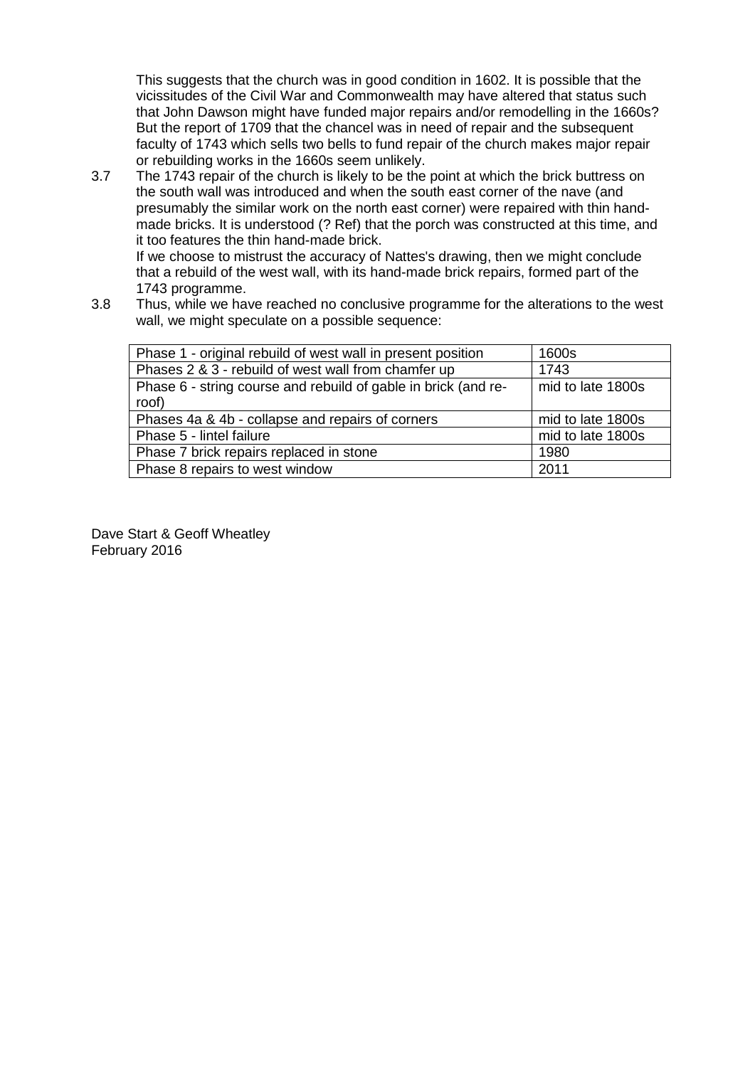This suggests that the church was in good condition in 1602. It is possible that the vicissitudes of the Civil War and Commonwealth may have altered that status such that John Dawson might have funded major repairs and/or remodelling in the 1660s? But the report of 1709 that the chancel was in need of repair and the subsequent faculty of 1743 which sells two bells to fund repair of the church makes major repair or rebuilding works in the 1660s seem unlikely.

3.7 The 1743 repair of the church is likely to be the point at which the brick buttress on the south wall was introduced and when the south east corner of the nave (and presumably the similar work on the north east corner) were repaired with thin hand-made bricks. It is understood (? Ref) that the porch was constructed at this time, and it too features the thin hand-made brick.
If we choose to mistrust the accuracy of Nattes's drawing, then we might conclude that a rebuild of the west wall, with its hand-made brick repairs, formed part of the 1743 programme.

3.8 Thus, while we have reached no conclusive programme for the alterations to the west wall, we might speculate on a possible sequence:

| Phase | Date |
|---|---|
| Phase 1 - original rebuild of west wall in present position | 1600s |
| Phases 2 & 3 - rebuild of west wall from chamfer up | 1743 |
| Phase 6 - string course and rebuild of gable in brick (and re-roof) | mid to late 1800s |
| Phases 4a & 4b - collapse and repairs of corners | mid to late 1800s |
| Phase 5 - lintel failure | mid to late 1800s |
| Phase 7 brick repairs replaced in stone | 1980 |
| Phase 8 repairs to west window | 2011 |

Dave Start & Geoff Wheatley
February 2016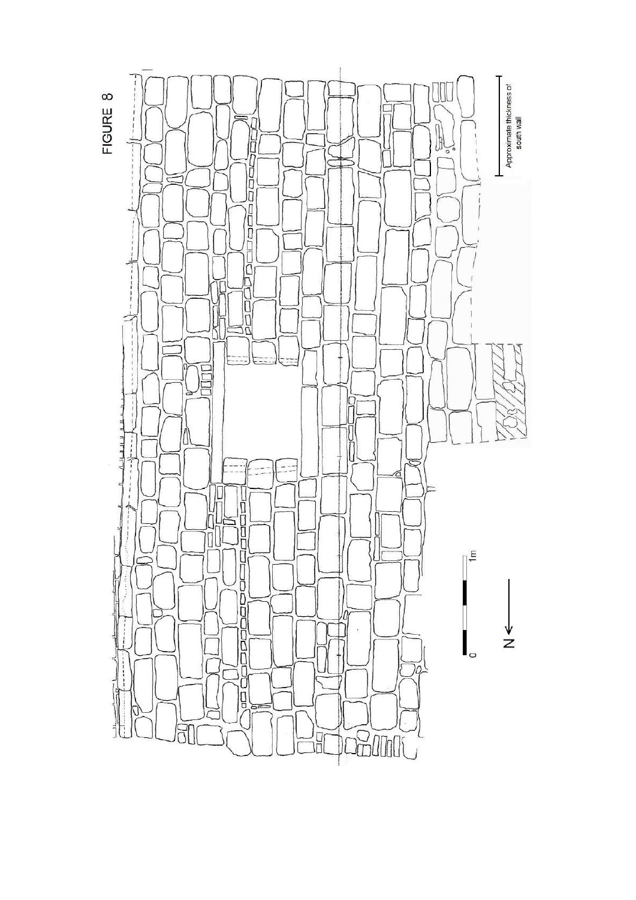FIGURE 8

Approximate thickness of south wall

0 1m

N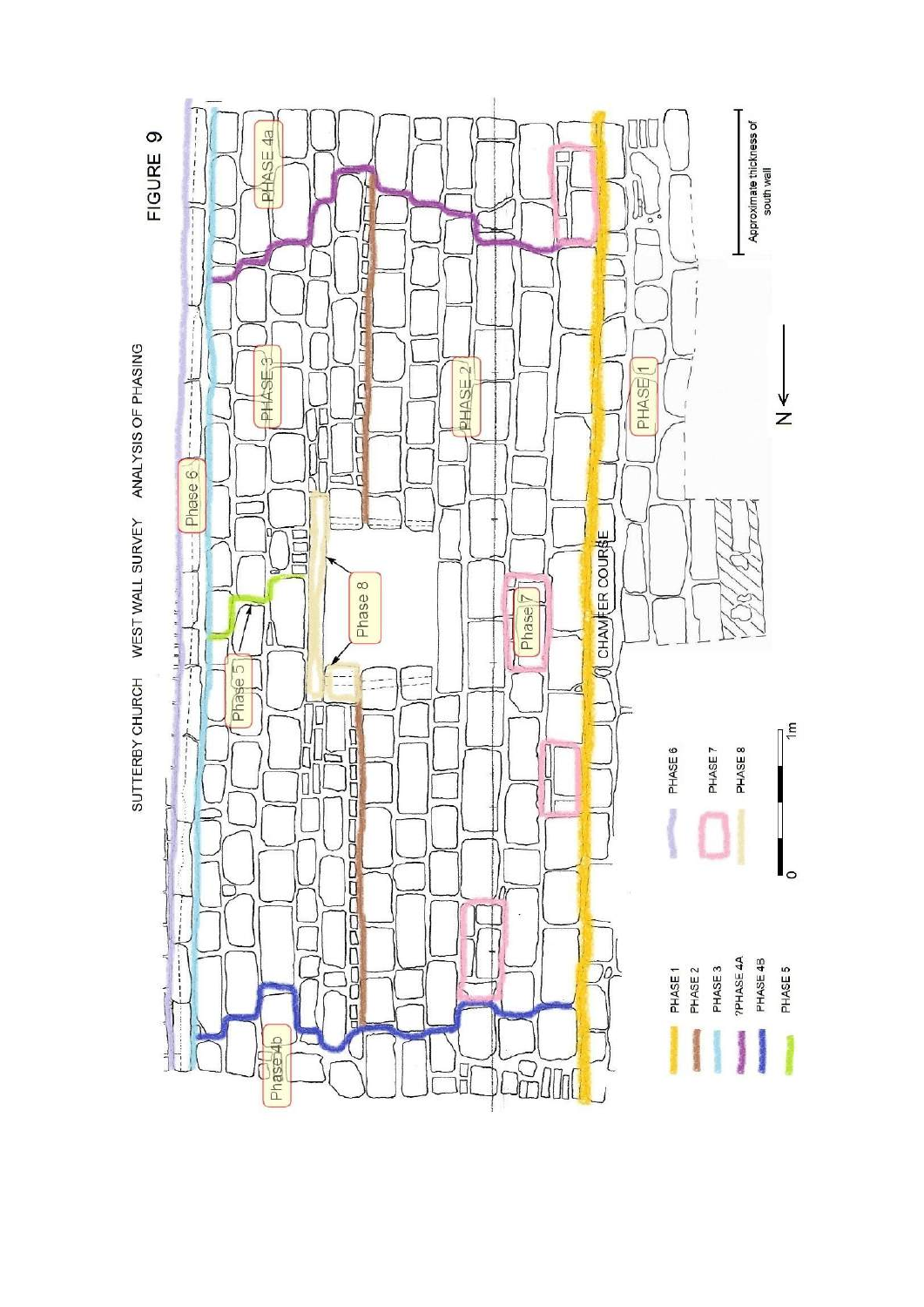# FIGURE 9

SUTTERBY CHURCH WEST WALL SURVEY ANALYSIS OF PHASING

PHASE 4a

PHASE 3

PHASE 2

PHASE 1

Phase 6

Phase 8

Phase 5

Phase 7

CHAMFER COURSE

Phase 4b

Approximate thickness of south wall

N ←

PHASE 1
PHASE 2
PHASE 3
?PHASE 4A
PHASE 4B
PHASE 5
PHASE 6
PHASE 7
PHASE 8

0 1m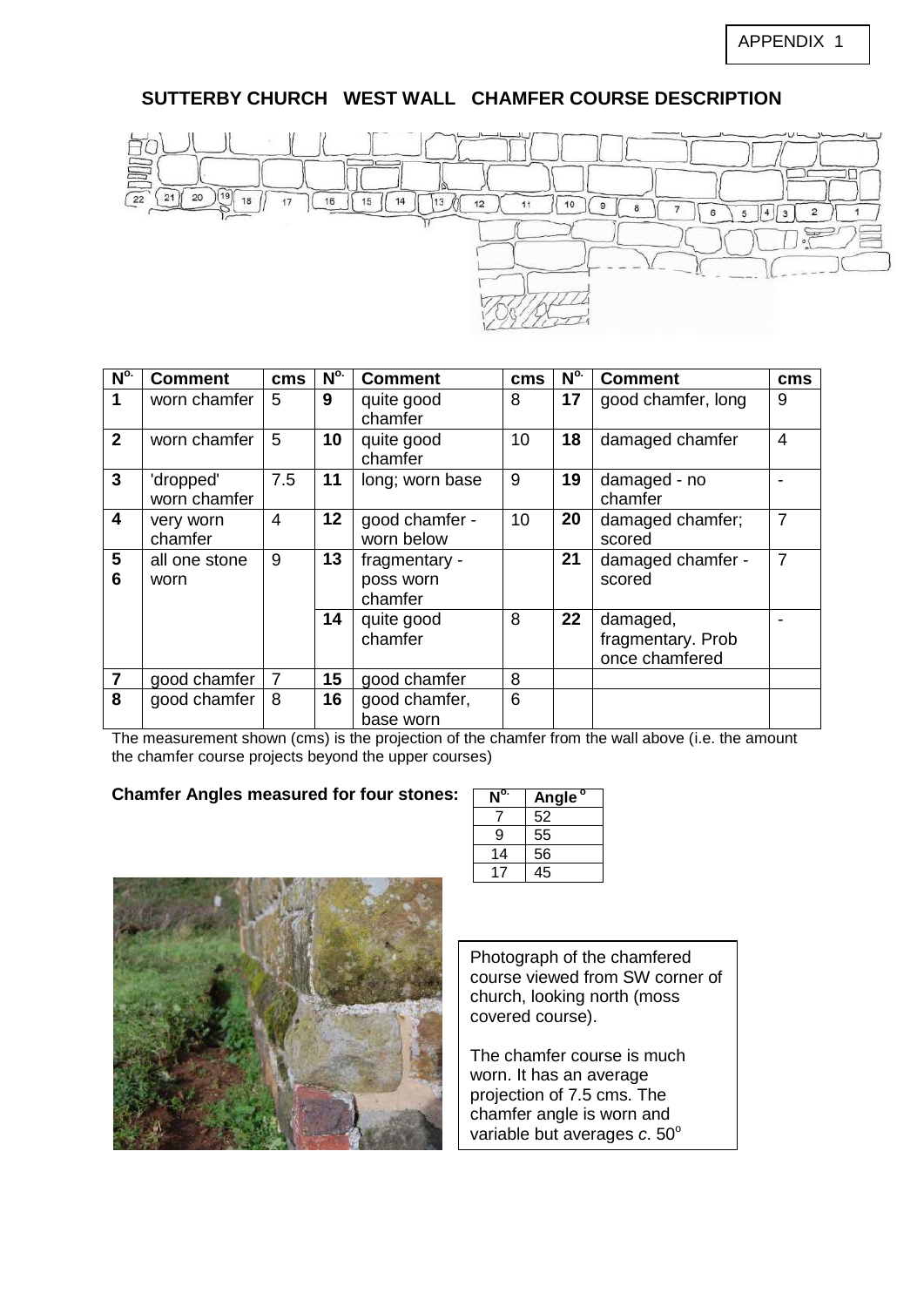APPENDIX 1

## SUTTERBY CHURCH WEST WALL CHAMFER COURSE DESCRIPTION

| No. | Comment | cms | No. | Comment | cms | No. | Comment | cms |
|---|---|---|---|---|---|---|---|---|
| **1** | worn chamfer | 5 | **9** | quite good chamfer | 8 | **17** | good chamfer, long | 9 |
| **2** | worn chamfer | 5 | **10** | quite good chamfer | 10 | **18** | damaged chamfer | 4 |
| **3** | 'dropped' worn chamfer | 7.5 | **11** | long; worn base | 9 | **19** | damaged - no chamfer | - |
| **4** | very worn chamfer | 4 | **12** | good chamfer - worn below | 10 | **20** | damaged chamfer; scored | 7 |
| **5 6** | all one stone worn | 9 | **13** | fragmentary - poss worn chamfer | | **21** | damaged chamfer - scored | 7 |
| | | | **14** | quite good chamfer | 8 | **22** | damaged, fragmentary. Prob once chamfered | - |
| **7** | good chamfer | 7 | **15** | good chamfer | 8 | | | |
| **8** | good chamfer | 8 | **16** | good chamfer, base worn | 6 | | | |

The measurement shown (cms) is the projection of the chamfer from the wall above (i.e. the amount the chamfer course projects beyond the upper courses)

**Chamfer Angles measured for four stones:**

| No. | Angle ° |
|---|---|
| 7 | 52 |
| 9 | 55 |
| 14 | 56 |
| 17 | 45 |

Photograph of the chamfered course viewed from SW corner of church, looking north (moss covered course).

The chamfer course is much worn. It has an average projection of 7.5 cms. The chamfer angle is worn and variable but averages *c*. 50°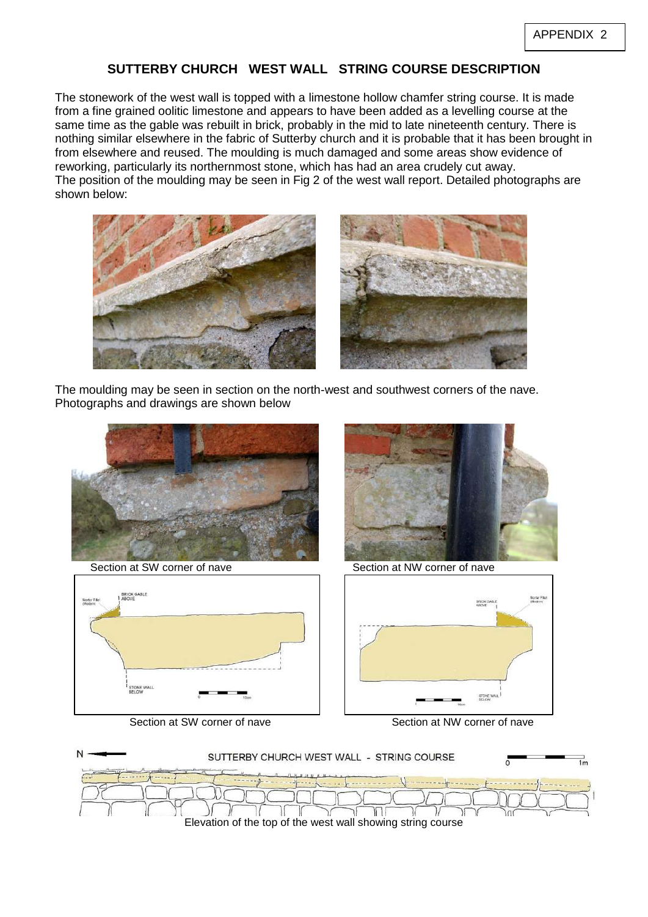APPENDIX 2

## SUTTERBY CHURCH WEST WALL STRING COURSE DESCRIPTION

The stonework of the west wall is topped with a limestone hollow chamfer string course. It is made from a fine grained oolitic limestone and appears to have been added as a levelling course at the same time as the gable was rebuilt in brick, probably in the mid to late nineteenth century. There is nothing similar elsewhere in the fabric of Sutterby church and it is probable that it has been brought in from elsewhere and reused. The moulding is much damaged and some areas show evidence of reworking, particularly its northernmost stone, which has had an area crudely cut away.
The position of the moulding may be seen in Fig 2 of the west wall report. Detailed photographs are shown below:

The moulding may be seen in section on the north-west and southwest corners of the nave. Photographs and drawings are shown below

Section at SW corner of nave

Section at NW corner of nave

BRICK GABLE ABOVE

Mortar Fillet (Modern)

STONE WALL BELOW

0

10cm

Section at SW corner of nave

Section at NW corner of nave

N

SUTTERBY CHURCH WEST WALL - STRING COURSE

0

1m

Elevation of the top of the west wall showing string course